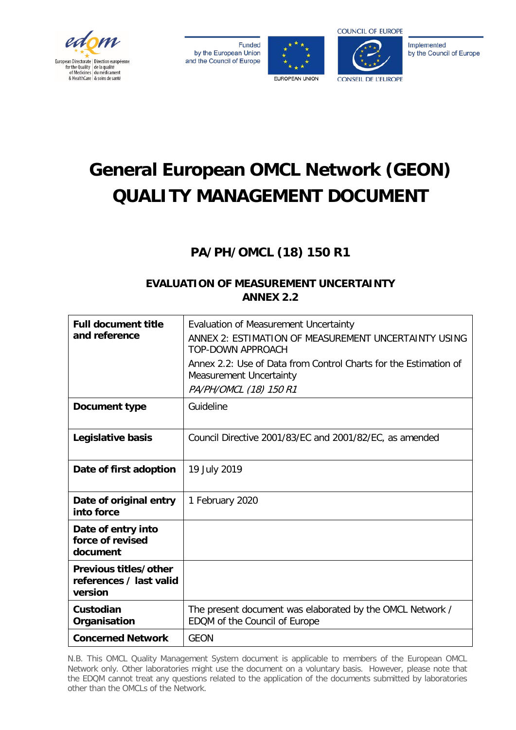# General European OMCL Network (GEON) QUALITY MANAGEMENT DOCUMENT

## PA/PH/OMCL (18) 150 R1

### EVALUATION OF MEASUREMENT UNCERTAINTY ANNEX 2.2

| | |
|---|---|
| **Full document title and reference** | Evaluation of Measurement Uncertainty<br>ANNEX 2: ESTIMATION OF MEASUREMENT UNCERTAINTY USING TOP-DOWN APPROACH<br>Annex 2.2: Use of Data from Control Charts for the Estimation of Measurement Uncertainty<br>*PA/PH/OMCL (18) 150 R1* |
| **Document type** | Guideline |
| **Legislative basis** | Council Directive 2001/83/EC and 2001/82/EC, as amended |
| **Date of first adoption** | 19 July 2019 |
| **Date of original entry into force** | 1 February 2020 |
| **Date of entry into force of revised document** | |
| **Previous titles/other references / last valid version** | |
| **Custodian Organisation** | The present document was elaborated by the OMCL Network / EDQM of the Council of Europe |
| **Concerned Network** | GEON |

N.B. This OMCL Quality Management System document is applicable to members of the European OMCL Network only. Other laboratories might use the document on a voluntary basis. However, please note that the EDQM cannot treat any questions related to the application of the documents submitted by laboratories other than the OMCLs of the Network.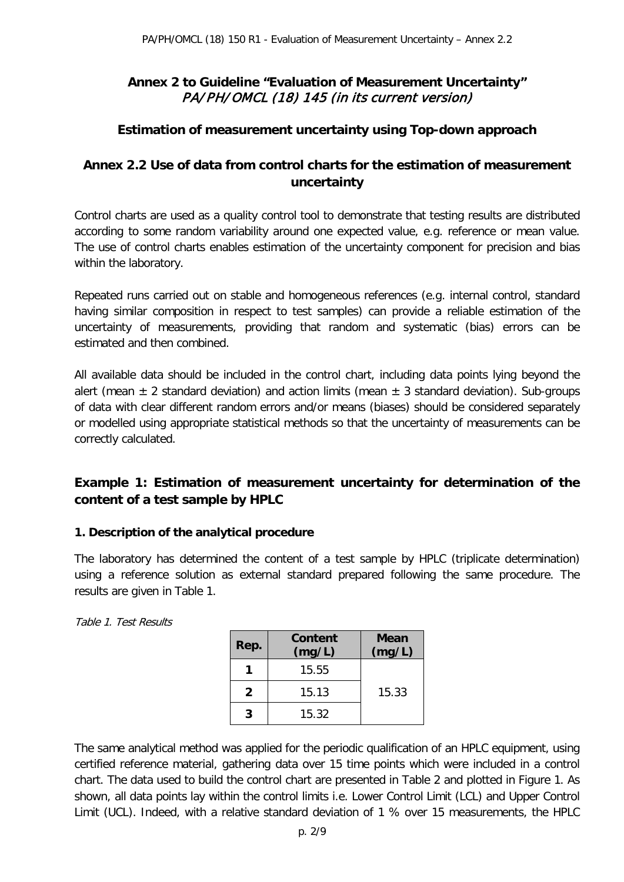# Annex 2 to Guideline "Evaluation of Measurement Uncertainty"

*PA/PH/OMCL (18) 145 (in its current version)*

## Estimation of measurement uncertainty using Top-down approach

## Annex 2.2 Use of data from control charts for the estimation of measurement uncertainty

Control charts are used as a quality control tool to demonstrate that testing results are distributed according to some random variability around one expected value, e.g. reference or mean value. The use of control charts enables estimation of the uncertainty component for precision and bias within the laboratory.

Repeated runs carried out on stable and homogeneous references (e.g. internal control, standard having similar composition in respect to test samples) can provide a reliable estimation of the uncertainty of measurements, providing that random and systematic (bias) errors can be estimated and then combined.

All available data should be included in the control chart, including data points lying beyond the alert (mean ± 2 standard deviation) and action limits (mean ± 3 standard deviation). Sub-groups of data with clear different random errors and/or means (biases) should be considered separately or modelled using appropriate statistical methods so that the uncertainty of measurements can be correctly calculated.

### Example 1: Estimation of measurement uncertainty for determination of the content of a test sample by HPLC

#### 1. Description of the analytical procedure

The laboratory has determined the content of a test sample by HPLC (triplicate determination) using a reference solution as external standard prepared following the same procedure. The results are given in Table 1.

*Table 1. Test Results*

| Rep. | Content (mg/L) | Mean (mg/L) |
|---|---|---|
| 1 | 15.55 | |
| 2 | 15.13 | 15.33 |
| 3 | 15.32 | |

The same analytical method was applied for the periodic qualification of an HPLC equipment, using certified reference material, gathering data over 15 time points which were included in a control chart. The data used to build the control chart are presented in Table 2 and plotted in Figure 1. As shown, all data points lay within the control limits i.e. Lower Control Limit (LCL) and Upper Control Limit (UCL). Indeed, with a relative standard deviation of 1 % over 15 measurements, the HPLC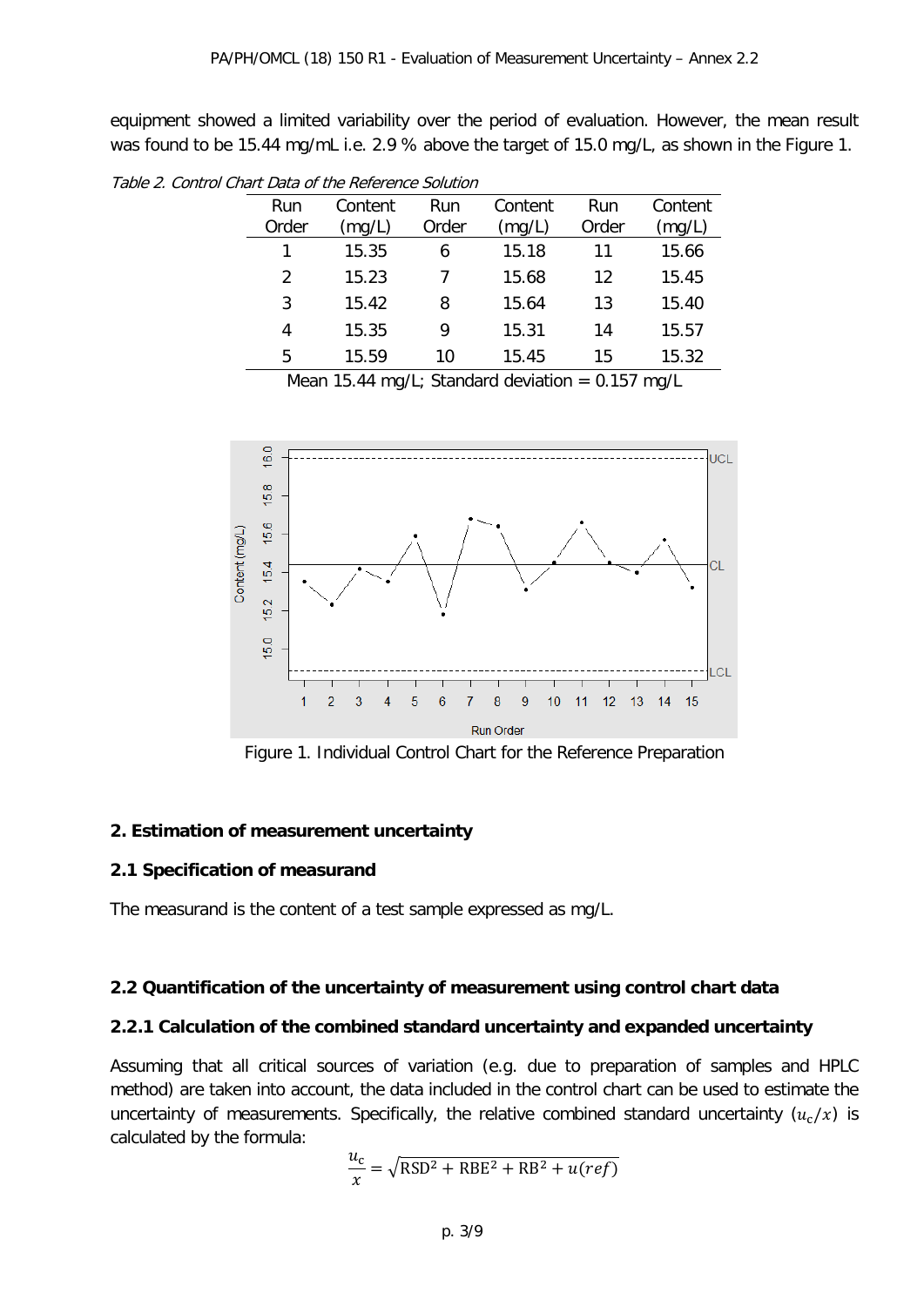equipment showed a limited variability over the period of evaluation. However, the mean result was found to be 15.44 mg/mL i.e. 2.9 % above the target of 15.0 mg/L, as shown in the Figure 1.

*Table 2. Control Chart Data of the Reference Solution*

| Run Order | Content (mg/L) | Run Order | Content (mg/L) | Run Order | Content (mg/L) |
|---|---|---|---|---|---|
| 1 | 15.35 | 6 | 15.18 | 11 | 15.66 |
| 2 | 15.23 | 7 | 15.68 | 12 | 15.45 |
| 3 | 15.42 | 8 | 15.64 | 13 | 15.40 |
| 4 | 15.35 | 9 | 15.31 | 14 | 15.57 |
| 5 | 15.59 | 10 | 15.45 | 15 | 15.32 |

Mean 15.44 mg/L; Standard deviation = 0.157 mg/L

Content (mg/L)
16.0
15.8
15.6
15.4
15.2
15.0
UCL
CL
LCL
1 2 3 4 5 6 7 8 9 10 11 12 13 14 15
Run Order

Figure 1. Individual Control Chart for the Reference Preparation

## 2. Estimation of measurement uncertainty

### 2.1 Specification of measurand

The measurand is the content of a test sample expressed as mg/L.

### 2.2 Quantification of the uncertainty of measurement using control chart data

#### 2.2.1 Calculation of the combined standard uncertainty and expanded uncertainty

Assuming that all critical sources of variation (e.g. due to preparation of samples and HPLC method) are taken into account, the data included in the control chart can be used to estimate the uncertainty of measurements. Specifically, the relative combined standard uncertainty ($u_c/x$) is calculated by the formula:

$$\frac{u_c}{x} = \sqrt{\mathrm{RSD}^2 + \mathrm{RBE}^2 + \mathrm{RB}^2 + u(ref)}$$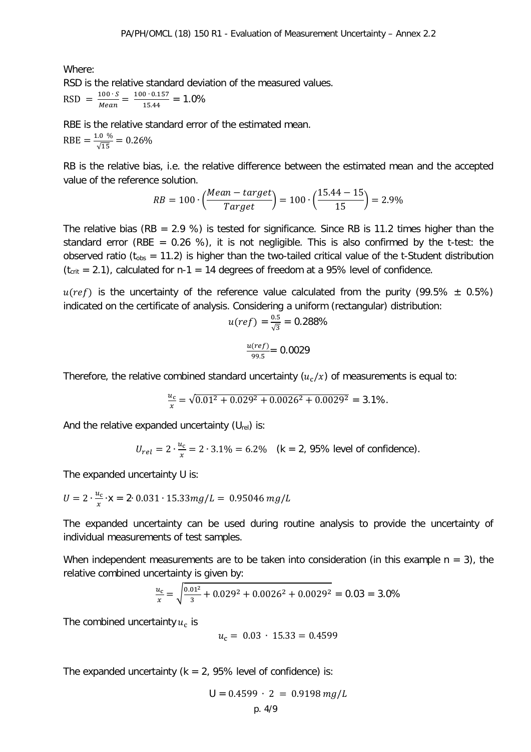Where:

RSD is the relative standard deviation of the measured values.

$\text{RSD} = \frac{100 \cdot S}{Mean} = \frac{100 \cdot 0.157}{15.44} = 1.0\%$

RBE is the relative standard error of the estimated mean.

$\text{RBE} = \frac{1.0\ \%}{\sqrt{15}} = 0.26\%$

RB is the relative bias, i.e. the relative difference between the estimated mean and the accepted value of the reference solution.

$$RB = 100 \cdot \left(\frac{Mean - target}{Target}\right) = 100 \cdot \left(\frac{15.44 - 15}{15}\right) = 2.9\%$$

The relative bias (RB = 2.9 %) is tested for significance. Since RB is 11.2 times higher than the standard error (RBE = 0.26 %), it is not negligible. This is also confirmed by the t-test: the observed ratio ($t_{obs}$ = 11.2) is higher than the two-tailed critical value of the t-Student distribution ($t_{crit}$ = 2.1), calculated for n-1 = 14 degrees of freedom at a 95% level of confidence.

$u(ref)$ is the uncertainty of the reference value calculated from the purity (99.5% ± 0.5%) indicated on the certificate of analysis. Considering a uniform (rectangular) distribution:

$$u(ref) = \frac{0.5}{\sqrt{3}} = 0.288\%$$

$$\frac{u(ref)}{99.5} = 0.0029$$

Therefore, the relative combined standard uncertainty ($u_c/x$) of measurements is equal to:

$$\frac{u_c}{x} = \sqrt{0.01^2 + 0.029^2 + 0.0026^2 + 0.0029^2} = 3.1\%.$$

And the relative expanded uncertainty ($U_{rel}$) is:

$$U_{rel} = 2 \cdot \frac{u_c}{x} = 2 \cdot 3.1\% = 6.2\% \quad \text{(k = 2, 95\% level of confidence).}$$

The expanded uncertainty U is:

$$U = 2 \cdot \frac{u_c}{x} \cdot x = 2 \cdot 0.031 \cdot 15.33 mg/L = 0.95046\ mg/L$$

The expanded uncertainty can be used during routine analysis to provide the uncertainty of individual measurements of test samples.

When independent measurements are to be taken into consideration (in this example n = 3), the relative combined uncertainty is given by:

$$\frac{u_c}{x} = \sqrt{\frac{0.01^2}{3} + 0.029^2 + 0.0026^2 + 0.0029^2} = 0.03 = 3.0\%$$

The combined uncertainty $u_c$ is

$$u_c = 0.03 \cdot 15.33 = 0.4599$$

The expanded uncertainty (k = 2, 95% level of confidence) is:

$$U = 0.4599 \cdot 2 = 0.9198\ mg/L$$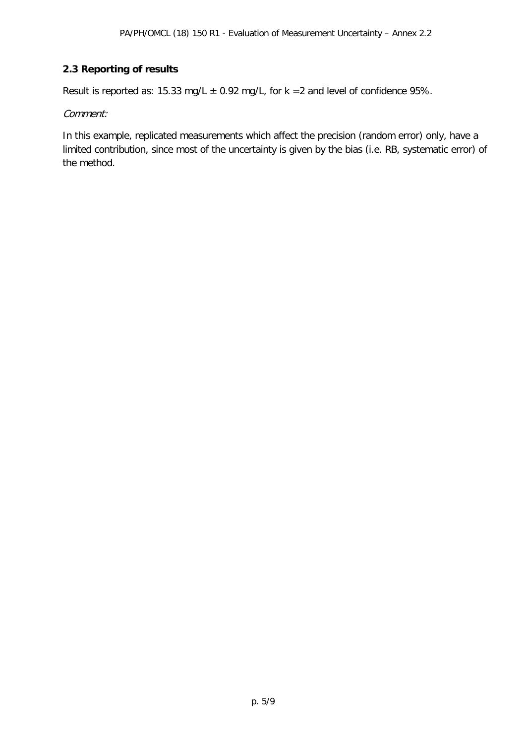### 2.3 Reporting of results

Result is reported as: 15.33 mg/L ± 0.92 mg/L, for $k = 2$ and level of confidence 95%.

*Comment:*

In this example, replicated measurements which affect the precision (random error) only, have a limited contribution, since most of the uncertainty is given by the bias (i.e. RB, systematic error) of the method.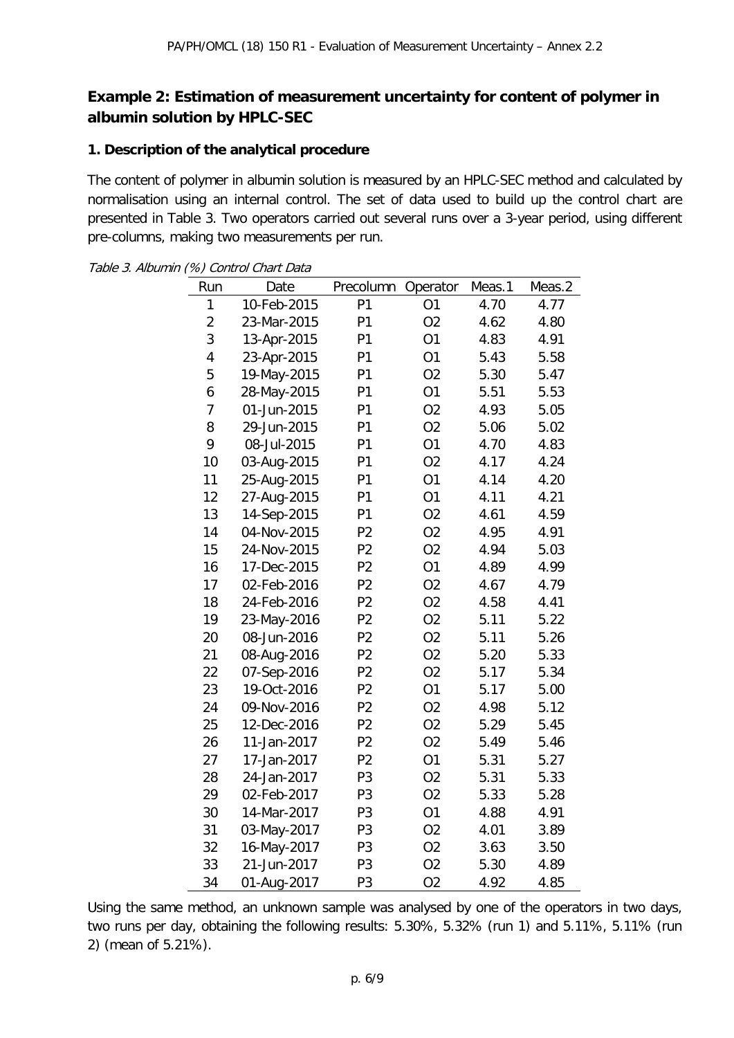## Example 2: Estimation of measurement uncertainty for content of polymer in albumin solution by HPLC-SEC

### 1. Description of the analytical procedure

The content of polymer in albumin solution is measured by an HPLC-SEC method and calculated by normalisation using an internal control. The set of data used to build up the control chart are presented in Table 3. Two operators carried out several runs over a 3-year period, using different pre-columns, making two measurements per run.

*Table 3. Albumin (%) Control Chart Data*

| Run | Date | Precolumn | Operator | Meas.1 | Meas.2 |
|---|---|---|---|---|---|
| 1 | 10-Feb-2015 | P1 | O1 | 4.70 | 4.77 |
| 2 | 23-Mar-2015 | P1 | O2 | 4.62 | 4.80 |
| 3 | 13-Apr-2015 | P1 | O1 | 4.83 | 4.91 |
| 4 | 23-Apr-2015 | P1 | O1 | 5.43 | 5.58 |
| 5 | 19-May-2015 | P1 | O2 | 5.30 | 5.47 |
| 6 | 28-May-2015 | P1 | O1 | 5.51 | 5.53 |
| 7 | 01-Jun-2015 | P1 | O2 | 4.93 | 5.05 |
| 8 | 29-Jun-2015 | P1 | O2 | 5.06 | 5.02 |
| 9 | 08-Jul-2015 | P1 | O1 | 4.70 | 4.83 |
| 10 | 03-Aug-2015 | P1 | O2 | 4.17 | 4.24 |
| 11 | 25-Aug-2015 | P1 | O1 | 4.14 | 4.20 |
| 12 | 27-Aug-2015 | P1 | O1 | 4.11 | 4.21 |
| 13 | 14-Sep-2015 | P1 | O2 | 4.61 | 4.59 |
| 14 | 04-Nov-2015 | P2 | O2 | 4.95 | 4.91 |
| 15 | 24-Nov-2015 | P2 | O2 | 4.94 | 5.03 |
| 16 | 17-Dec-2015 | P2 | O1 | 4.89 | 4.99 |
| 17 | 02-Feb-2016 | P2 | O2 | 4.67 | 4.79 |
| 18 | 24-Feb-2016 | P2 | O2 | 4.58 | 4.41 |
| 19 | 23-May-2016 | P2 | O2 | 5.11 | 5.22 |
| 20 | 08-Jun-2016 | P2 | O2 | 5.11 | 5.26 |
| 21 | 08-Aug-2016 | P2 | O2 | 5.20 | 5.33 |
| 22 | 07-Sep-2016 | P2 | O2 | 5.17 | 5.34 |
| 23 | 19-Oct-2016 | P2 | O1 | 5.17 | 5.00 |
| 24 | 09-Nov-2016 | P2 | O2 | 4.98 | 5.12 |
| 25 | 12-Dec-2016 | P2 | O2 | 5.29 | 5.45 |
| 26 | 11-Jan-2017 | P2 | O2 | 5.49 | 5.46 |
| 27 | 17-Jan-2017 | P2 | O1 | 5.31 | 5.27 |
| 28 | 24-Jan-2017 | P3 | O2 | 5.31 | 5.33 |
| 29 | 02-Feb-2017 | P3 | O2 | 5.33 | 5.28 |
| 30 | 14-Mar-2017 | P3 | O1 | 4.88 | 4.91 |
| 31 | 03-May-2017 | P3 | O2 | 4.01 | 3.89 |
| 32 | 16-May-2017 | P3 | O2 | 3.63 | 3.50 |
| 33 | 21-Jun-2017 | P3 | O2 | 5.30 | 4.89 |
| 34 | 01-Aug-2017 | P3 | O2 | 4.92 | 4.85 |

Using the same method, an unknown sample was analysed by one of the operators in two days, two runs per day, obtaining the following results: 5.30%, 5.32% (run 1) and 5.11%, 5.11% (run 2) (mean of 5.21%).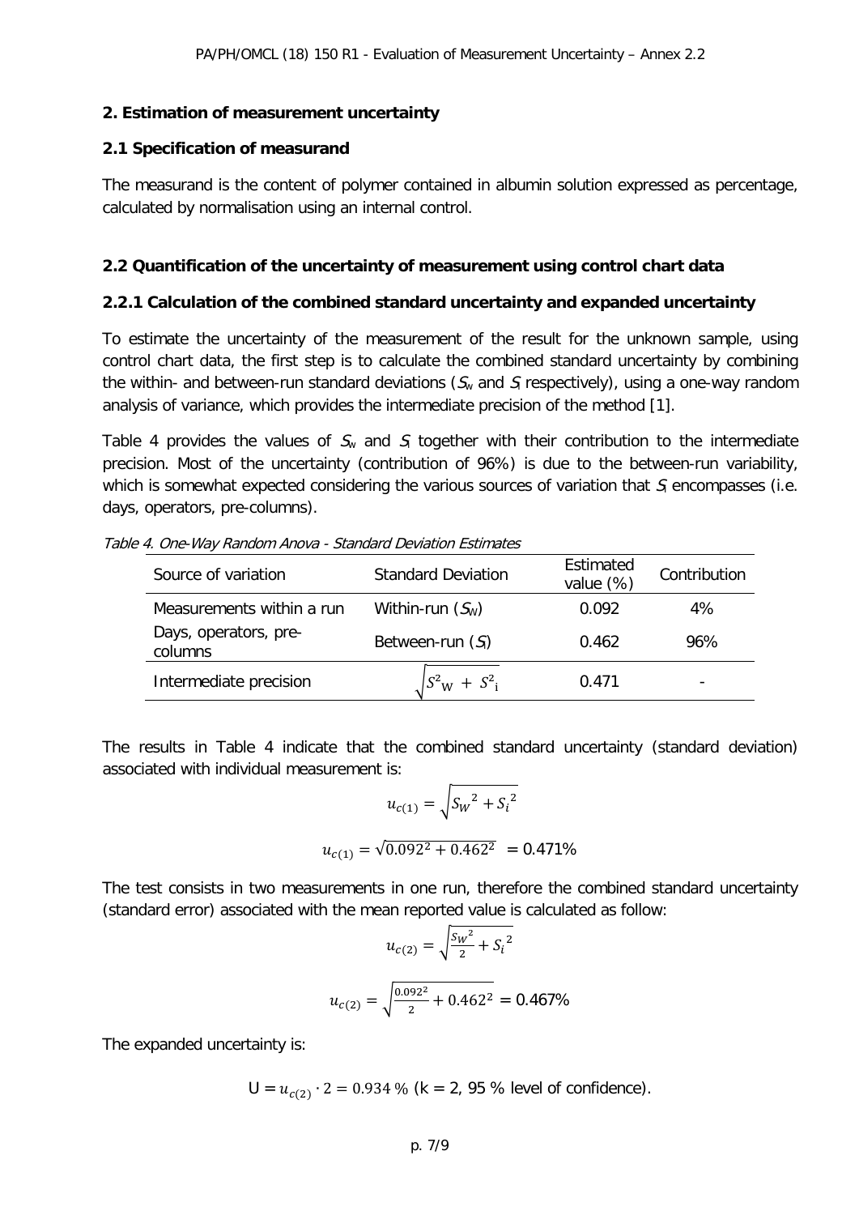## 2. Estimation of measurement uncertainty

### 2.1 Specification of measurand

The measurand is the content of polymer contained in albumin solution expressed as percentage, calculated by normalisation using an internal control.

### 2.2 Quantification of the uncertainty of measurement using control chart data

#### 2.2.1 Calculation of the combined standard uncertainty and expanded uncertainty

To estimate the uncertainty of the measurement of the result for the unknown sample, using control chart data, the first step is to calculate the combined standard uncertainty by combining the within- and between-run standard deviations ($S_w$ and $S_i$ respectively), using a one-way random analysis of variance, which provides the intermediate precision of the method [1].

Table 4 provides the values of $S_w$ and $S_i$ together with their contribution to the intermediate precision. Most of the uncertainty (contribution of 96%) is due to the between-run variability, which is somewhat expected considering the various sources of variation that $S_i$ encompasses (i.e. days, operators, pre-columns).

*Table 4. One-Way Random Anova - Standard Deviation Estimates*

| Source of variation | Standard Deviation | Estimated value (%) | Contribution |
|---|---|---|---|
| Measurements within a run | Within-run ($S_W$) | 0.092 | 4% |
| Days, operators, pre-columns | Between-run ($S_i$) | 0.462 | 96% |
| Intermediate precision | $\sqrt{S^2_W + S^2_i}$ | 0.471 | - |

The results in Table 4 indicate that the combined standard uncertainty (standard deviation) associated with individual measurement is:

$$u_{c(1)} = \sqrt{{S_W}^2 + {S_i}^2}$$

$$u_{c(1)} = \sqrt{0.092^2 + 0.462^2} = 0.471\%$$

The test consists in two measurements in one run, therefore the combined standard uncertainty (standard error) associated with the mean reported value is calculated as follow:

$$u_{c(2)} = \sqrt{\frac{{S_W}^2}{2} + {S_i}^2}$$

$$u_{c(2)} = \sqrt{\frac{0.092^2}{2} + 0.462^2} = 0.467\%$$

The expanded uncertainty is:

$$U = u_{c(2)} \cdot 2 = 0.934\ \% \text{ (k = 2, 95 \% level of confidence).}$$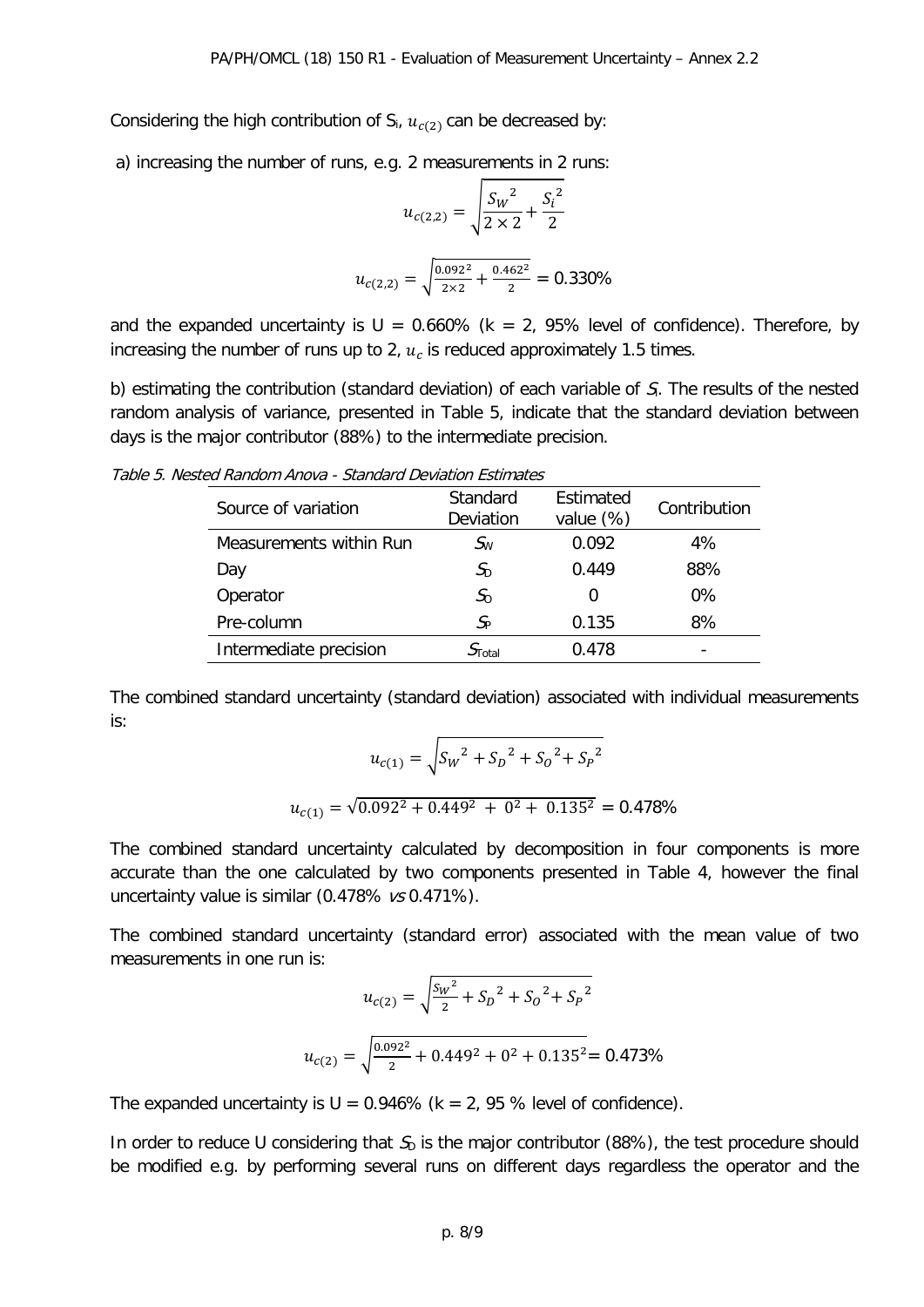Considering the high contribution of $S_i$, $u_{c(2)}$ can be decreased by:

a) increasing the number of runs, e.g. 2 measurements in 2 runs:

$$u_{c(2,2)} = \sqrt{\frac{{S_W}^2}{2 \times 2} + \frac{{S_i}^2}{2}}$$

$$u_{c(2,2)} = \sqrt{\frac{0.092^2}{2 \times 2} + \frac{0.462^2}{2}} = 0.330\%$$

and the expanded uncertainty is U = 0.660% (k = 2, 95% level of confidence). Therefore, by increasing the number of runs up to 2, $u_c$ is reduced approximately 1.5 times.

b) estimating the contribution (standard deviation) of each variable of $S_i$. The results of the nested random analysis of variance, presented in Table 5, indicate that the standard deviation between days is the major contributor (88%) to the intermediate precision.

*Table 5. Nested Random Anova - Standard Deviation Estimates*

| Source of variation | Standard Deviation | Estimated value (%) | Contribution |
|---|---|---|---|
| Measurements within Run | $S_W$ | 0.092 | 4% |
| Day | $S_D$ | 0.449 | 88% |
| Operator | $S_O$ | 0 | 0% |
| Pre-column | $S_P$ | 0.135 | 8% |
| Intermediate precision | $S_{Total}$ | 0.478 | - |

The combined standard uncertainty (standard deviation) associated with individual measurements is:

$$u_{c(1)} = \sqrt{{S_W}^2 + {S_D}^2 + {S_O}^2 + {S_P}^2}$$

$$u_{c(1)} = \sqrt{0.092^2 + 0.449^2 + 0^2 + 0.135^2} = 0.478\%$$

The combined standard uncertainty calculated by decomposition in four components is more accurate than the one calculated by two components presented in Table 4, however the final uncertainty value is similar (0.478% *vs* 0.471%).

The combined standard uncertainty (standard error) associated with the mean value of two measurements in one run is:

$$u_{c(2)} = \sqrt{\frac{{S_W}^2}{2} + {S_D}^2 + {S_O}^2 + {S_P}^2}$$

$$u_{c(2)} = \sqrt{\frac{0.092^2}{2} + 0.449^2 + 0^2 + 0.135^2} = 0.473\%$$

The expanded uncertainty is U = 0.946% (k = 2, 95 % level of confidence).

In order to reduce U considering that $S_D$ is the major contributor (88%), the test procedure should be modified e.g. by performing several runs on different days regardless the operator and the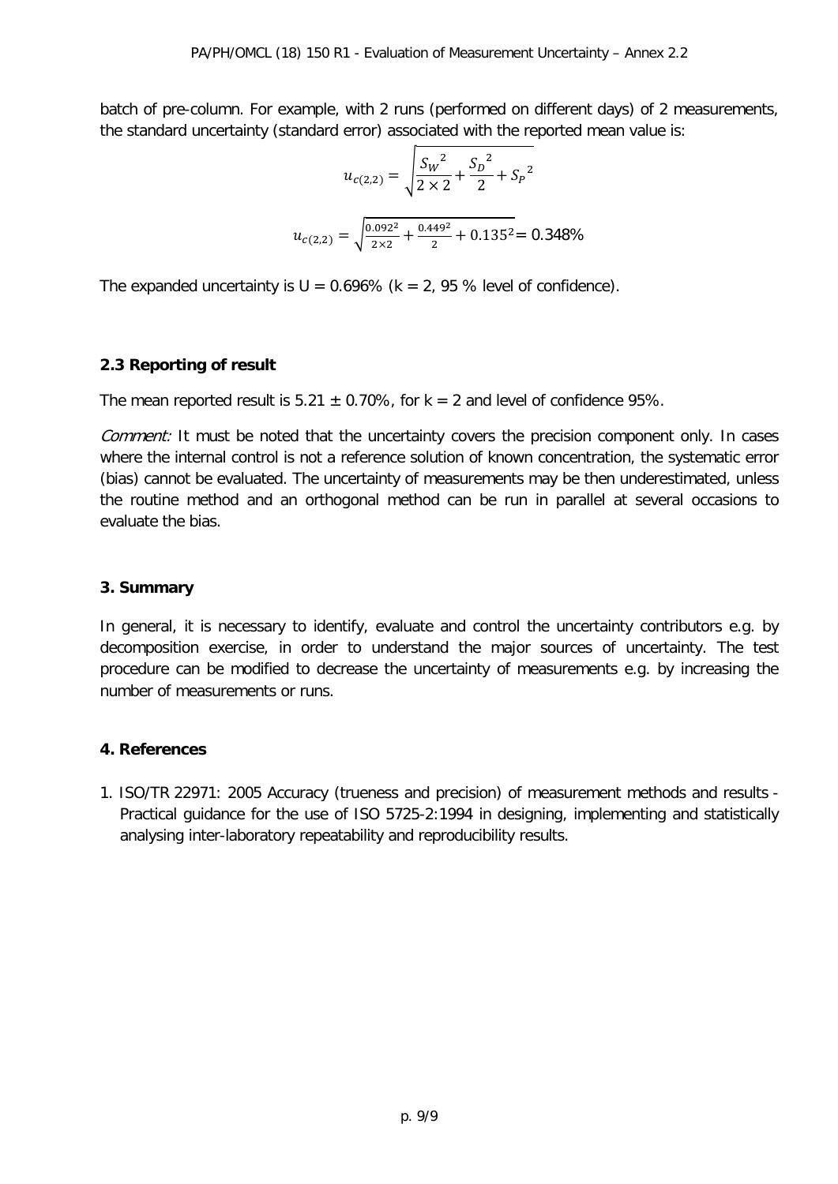batch of pre-column. For example, with 2 runs (performed on different days) of 2 measurements, the standard uncertainty (standard error) associated with the reported mean value is:

$$u_{c(2,2)} = \sqrt{\frac{S_W{}^2}{2 \times 2} + \frac{S_D{}^2}{2} + S_P{}^2}$$

$$u_{c(2,2)} = \sqrt{\frac{0.092^2}{2\times2} + \frac{0.449^2}{2} + 0.135^2} = 0.348\%$$

The expanded uncertainty is U = 0.696% (k = 2, 95 % level of confidence).

### 2.3 Reporting of result

The mean reported result is 5.21 ± 0.70%, for k = 2 and level of confidence 95%.

*Comment:* It must be noted that the uncertainty covers the precision component only. In cases where the internal control is not a reference solution of known concentration, the systematic error (bias) cannot be evaluated. The uncertainty of measurements may be then underestimated, unless the routine method and an orthogonal method can be run in parallel at several occasions to evaluate the bias.

## 3. Summary

In general, it is necessary to identify, evaluate and control the uncertainty contributors e.g. by decomposition exercise, in order to understand the major sources of uncertainty. The test procedure can be modified to decrease the uncertainty of measurements e.g. by increasing the number of measurements or runs.

## 4. References

1. ISO/TR 22971: 2005 Accuracy (trueness and precision) of measurement methods and results - Practical guidance for the use of ISO 5725-2:1994 in designing, implementing and statistically analysing inter-laboratory repeatability and reproducibility results.